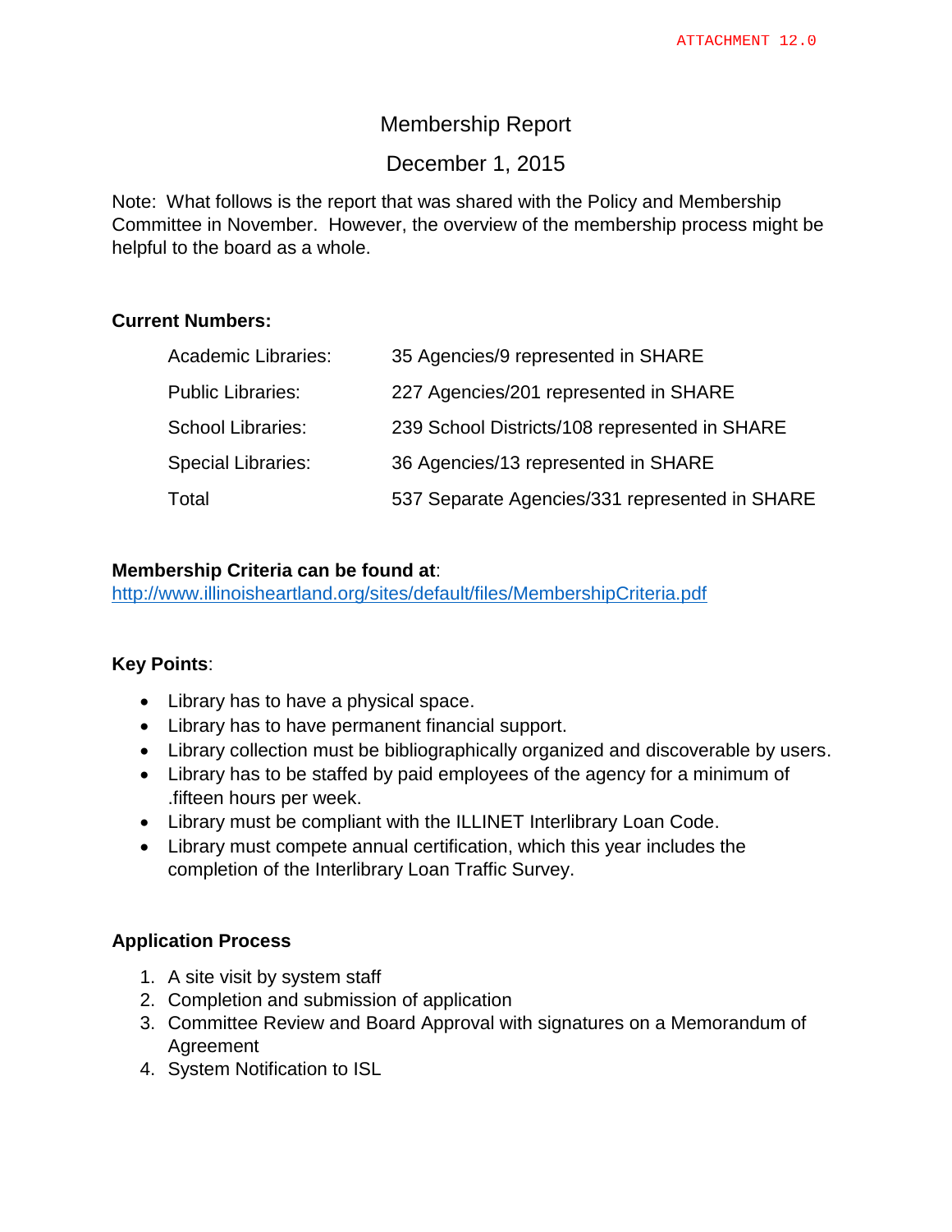ATTACHMENT 12.0

# Membership Report

## December 1, 2015

Note: What follows is the report that was shared with the Policy and Membership Committee in November. However, the overview of the membership process might be helpful to the board as a whole.

**Current Numbers:**

| | |
|---|---|
| Academic Libraries: | 35 Agencies/9 represented in SHARE |
| Public Libraries: | 227 Agencies/201 represented in SHARE |
| School Libraries: | 239 School Districts/108 represented in SHARE |
| Special Libraries: | 36 Agencies/13 represented in SHARE |
| Total | 537 Separate Agencies/331 represented in SHARE |

**Membership Criteria can be found at**:
http://www.illinoisheartland.org/sites/default/files/MembershipCriteria.pdf

**Key Points**:

- Library has to have a physical space.
- Library has to have permanent financial support.
- Library collection must be bibliographically organized and discoverable by users.
- Library has to be staffed by paid employees of the agency for a minimum of .fifteen hours per week.
- Library must be compliant with the ILLINET Interlibrary Loan Code.
- Library must compete annual certification, which this year includes the completion of the Interlibrary Loan Traffic Survey.

**Application Process**

1. A site visit by system staff
2. Completion and submission of application
3. Committee Review and Board Approval with signatures on a Memorandum of Agreement
4. System Notification to ISL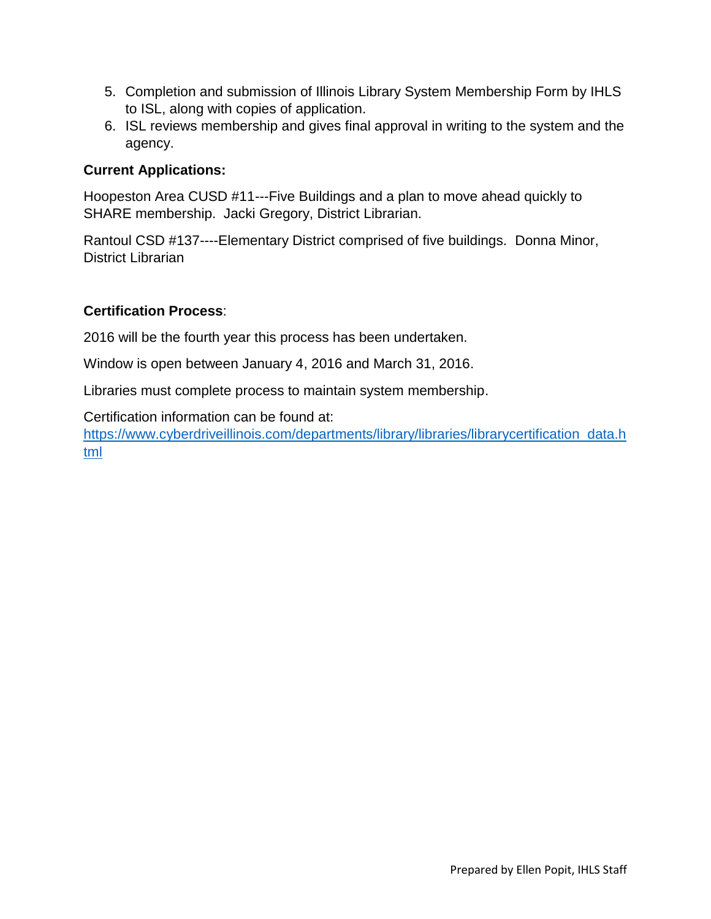5. Completion and submission of Illinois Library System Membership Form by IHLS to ISL, along with copies of application.
6. ISL reviews membership and gives final approval in writing to the system and the agency.

**Current Applications:**

Hoopeston Area CUSD #11---Five Buildings and a plan to move ahead quickly to SHARE membership. Jacki Gregory, District Librarian.

Rantoul CSD #137----Elementary District comprised of five buildings. Donna Minor, District Librarian

**Certification Process**:

2016 will be the fourth year this process has been undertaken.

Window is open between January 4, 2016 and March 31, 2016.

Libraries must complete process to maintain system membership.

Certification information can be found at:
https://www.cyberdriveillinois.com/departments/library/libraries/librarycertification_data.html

Prepared by Ellen Popit, IHLS Staff